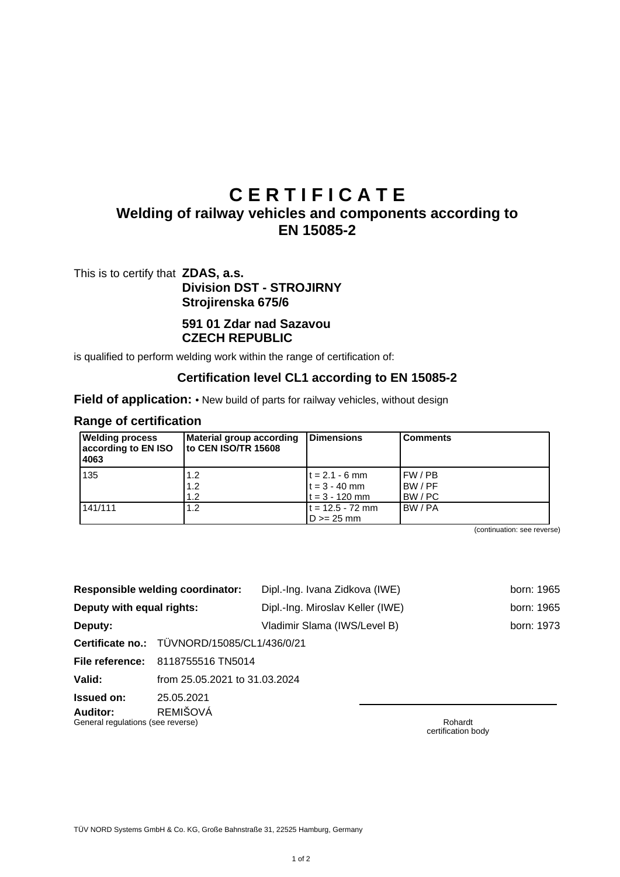# C E R T I F I C A T E

## Welding of railway vehicles and components according to EN 15085-2

This is to certify that **ZDAS, a.s.**
**Division DST - STROJIRNY**
**Strojirenska 675/6**

**591 01 Zdar nad Sazavou**
**CZECH REPUBLIC**

is qualified to perform welding work within the range of certification of:

### Certification level CL1 according to EN 15085-2

**Field of application:** • New build of parts for railway vehicles, without design

### Range of certification

| Welding process according to EN ISO 4063 | Material group according to CEN ISO/TR 15608 | Dimensions | Comments |
|---|---|---|---|
| 135 | 1.2<br>1.2<br>1.2 | t = 2.1 - 6 mm<br>t = 3 - 40 mm<br>t = 3 - 120 mm | FW / PB<br>BW / PF<br>BW / PC |
| 141/111 | 1.2 | t = 12.5 - 72 mm<br>D >= 25 mm | BW / PA |

(continuation: see reverse)

| | | |
|---|---|---|
| **Responsible welding coordinator:** | Dipl.-Ing. Ivana Zidkova (IWE) | born: 1965 |
| **Deputy with equal rights:** | Dipl.-Ing. Miroslav Keller (IWE) | born: 1965 |
| **Deputy:** | Vladimir Slama (IWS/Level B) | born: 1973 |

**Certificate no.:** TÜVNORD/15085/CL1/436/0/21

**File reference:** 8118755516 TN5014

**Valid:** from 25.05.2021 to 31.03.2024

**Issued on:** 25.05.2021

**Auditor:** REMIŠOVÁ

General regulations (see reverse)

Rohardt
certification body

TÜV NORD Systems GmbH & Co. KG, Große Bahnstraße 31, 22525 Hamburg, Germany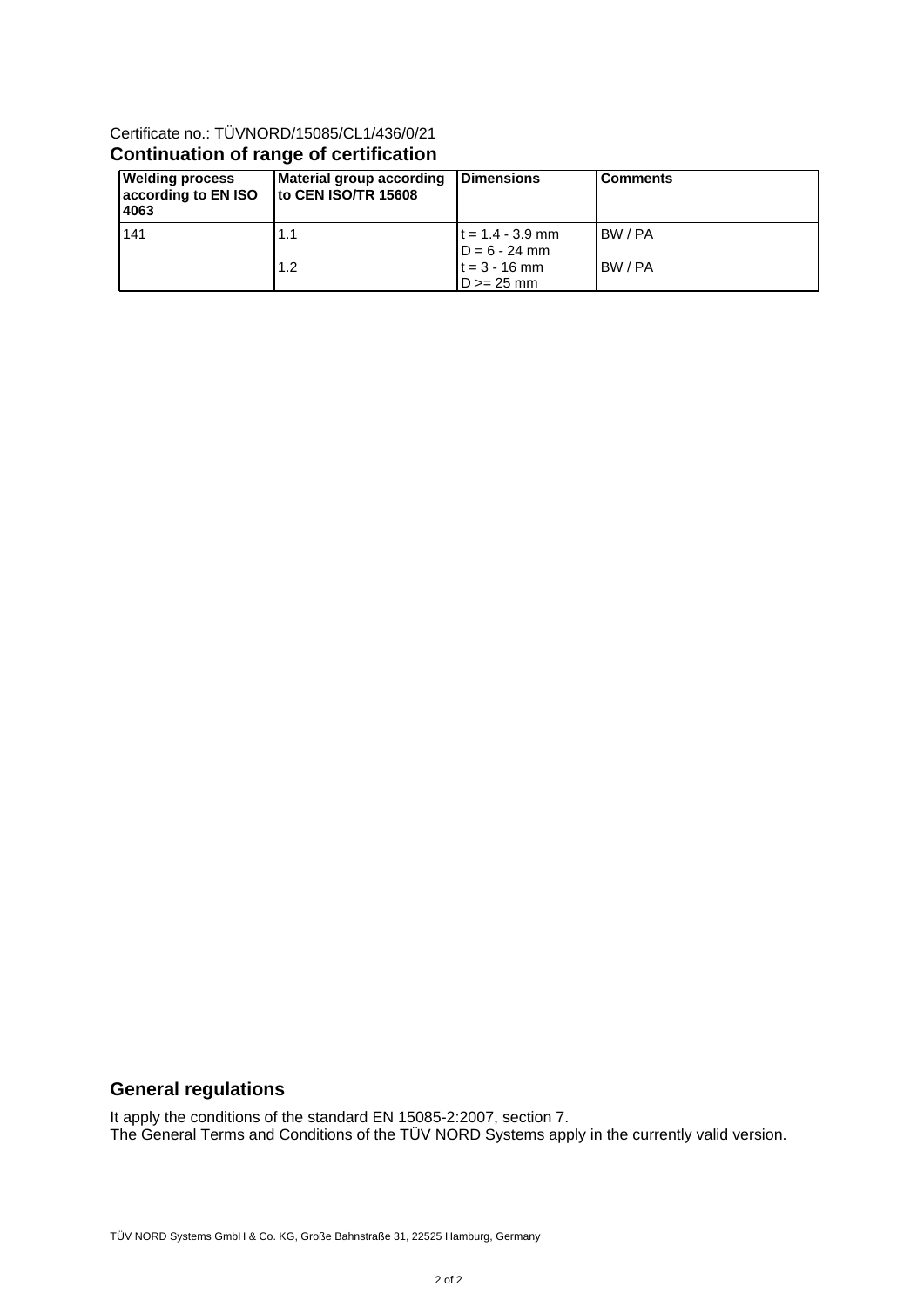Certificate no.: TÜVNORD/15085/CL1/436/0/21

## Continuation of range of certification

| Welding process according to EN ISO 4063 | Material group according to CEN ISO/TR 15608 | Dimensions | Comments |
|---|---|---|---|
| 141 | 1.1 | t = 1.4 - 3.9 mm<br>D = 6 - 24 mm | BW / PA |
| | 1.2 | t = 3 - 16 mm<br>D >= 25 mm | BW / PA |

## General regulations

It apply the conditions of the standard EN 15085-2:2007, section 7.
The General Terms and Conditions of the TÜV NORD Systems apply in the currently valid version.

TÜV NORD Systems GmbH & Co. KG, Große Bahnstraße 31, 22525 Hamburg, Germany